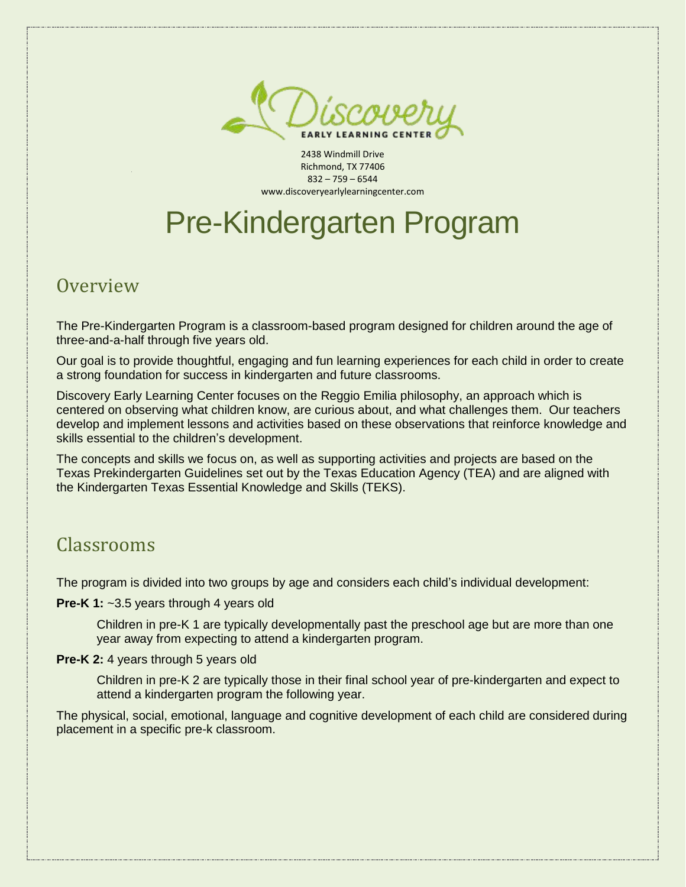Discovery EARLY LEARNING CENTER

2438 Windmill Drive
Richmond, TX 77406
832 – 759 – 6544
www.discoveryearlylearningcenter.com

# Pre-Kindergarten Program

## Overview

The Pre-Kindergarten Program is a classroom-based program designed for children around the age of three-and-a-half through five years old.

Our goal is to provide thoughtful, engaging and fun learning experiences for each child in order to create a strong foundation for success in kindergarten and future classrooms.

Discovery Early Learning Center focuses on the Reggio Emilia philosophy, an approach which is centered on observing what children know, are curious about, and what challenges them. Our teachers develop and implement lessons and activities based on these observations that reinforce knowledge and skills essential to the children's development.

The concepts and skills we focus on, as well as supporting activities and projects are based on the Texas Prekindergarten Guidelines set out by the Texas Education Agency (TEA) and are aligned with the Kindergarten Texas Essential Knowledge and Skills (TEKS).

## Classrooms

The program is divided into two groups by age and considers each child's individual development:

**Pre-K 1:** ~3.5 years through 4 years old

> Children in pre-K 1 are typically developmentally past the preschool age but are more than one year away from expecting to attend a kindergarten program.

**Pre-K 2:** 4 years through 5 years old

> Children in pre-K 2 are typically those in their final school year of pre-kindergarten and expect to attend a kindergarten program the following year.

The physical, social, emotional, language and cognitive development of each child are considered during placement in a specific pre-k classroom.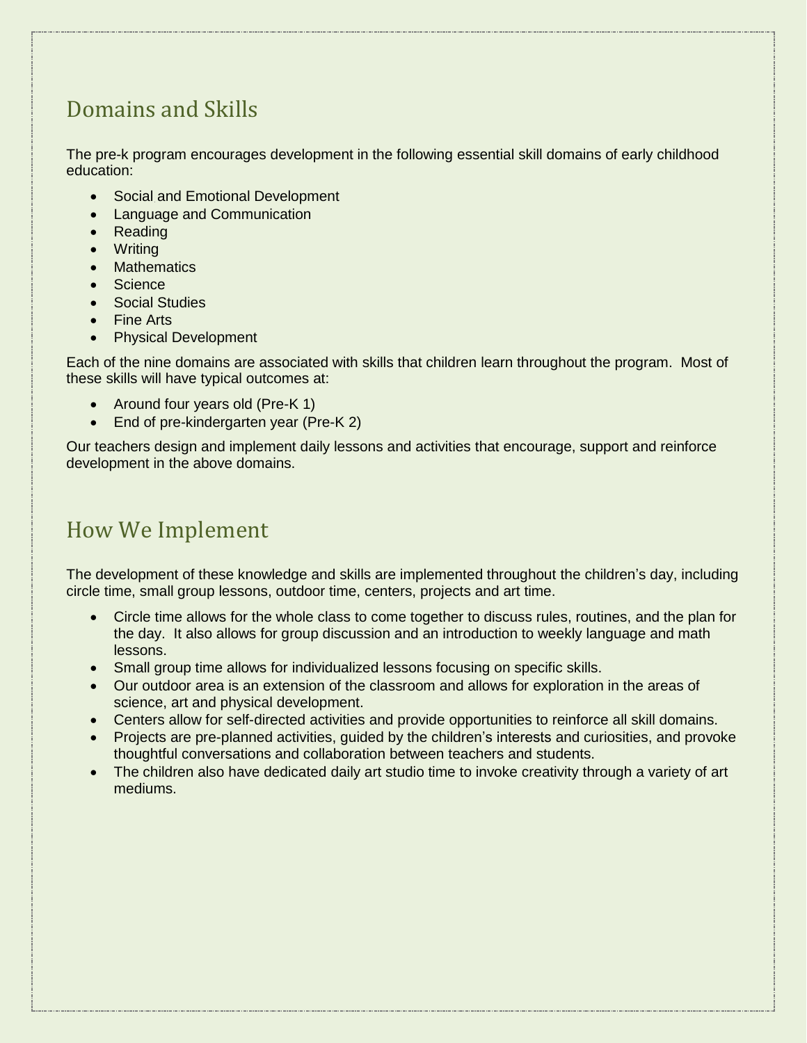## Domains and Skills

The pre-k program encourages development in the following essential skill domains of early childhood education:

- Social and Emotional Development
- Language and Communication
- Reading
- Writing
- Mathematics
- Science
- Social Studies
- Fine Arts
- Physical Development

Each of the nine domains are associated with skills that children learn throughout the program. Most of these skills will have typical outcomes at:

- Around four years old (Pre-K 1)
- End of pre-kindergarten year (Pre-K 2)

Our teachers design and implement daily lessons and activities that encourage, support and reinforce development in the above domains.

## How We Implement

The development of these knowledge and skills are implemented throughout the children's day, including circle time, small group lessons, outdoor time, centers, projects and art time.

- Circle time allows for the whole class to come together to discuss rules, routines, and the plan for the day. It also allows for group discussion and an introduction to weekly language and math lessons.
- Small group time allows for individualized lessons focusing on specific skills.
- Our outdoor area is an extension of the classroom and allows for exploration in the areas of science, art and physical development.
- Centers allow for self-directed activities and provide opportunities to reinforce all skill domains.
- Projects are pre-planned activities, guided by the children's interests and curiosities, and provoke thoughtful conversations and collaboration between teachers and students.
- The children also have dedicated daily art studio time to invoke creativity through a variety of art mediums.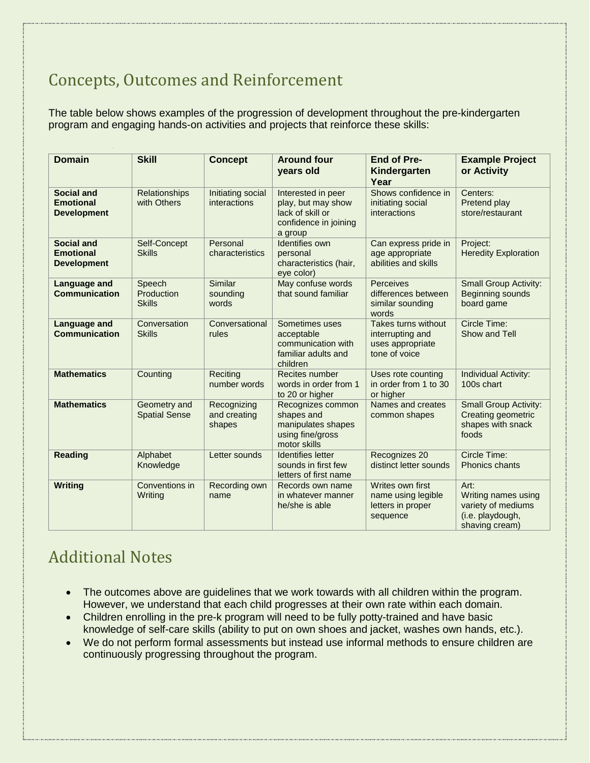## Concepts, Outcomes and Reinforcement

The table below shows examples of the progression of development throughout the pre-kindergarten program and engaging hands-on activities and projects that reinforce these skills:

| Domain | Skill | Concept | Around four years old | End of Pre-Kindergarten Year | Example Project or Activity |
|---|---|---|---|---|---|
| **Social and Emotional Development** | Relationships with Others | Initiating social interactions | Interested in peer play, but may show lack of skill or confidence in joining a group | Shows confidence in initiating social interactions | Centers: Pretend play store/restaurant |
| **Social and Emotional Development** | Self-Concept Skills | Personal characteristics | Identifies own personal characteristics (hair, eye color) | Can express pride in age appropriate abilities and skills | Project: Heredity Exploration |
| **Language and Communication** | Speech Production Skills | Similar sounding words | May confuse words that sound familiar | Perceives differences between similar sounding words | Small Group Activity: Beginning sounds board game |
| **Language and Communication** | Conversation Skills | Conversational rules | Sometimes uses acceptable communication with familiar adults and children | Takes turns without interrupting and uses appropriate tone of voice | Circle Time: Show and Tell |
| **Mathematics** | Counting | Reciting number words | Recites number words in order from 1 to 20 or higher | Uses rote counting in order from 1 to 30 or higher | Individual Activity: 100s chart |
| **Mathematics** | Geometry and Spatial Sense | Recognizing and creating shapes | Recognizes common shapes and manipulates shapes using fine/gross motor skills | Names and creates common shapes | Small Group Activity: Creating geometric shapes with snack foods |
| **Reading** | Alphabet Knowledge | Letter sounds | Identifies letter sounds in first few letters of first name | Recognizes 20 distinct letter sounds | Circle Time: Phonics chants |
| **Writing** | Conventions in Writing | Recording own name | Records own name in whatever manner he/she is able | Writes own first name using legible letters in proper sequence | Art: Writing names using variety of mediums (i.e. playdough, shaving cream) |

## Additional Notes

- The outcomes above are guidelines that we work towards with all children within the program. However, we understand that each child progresses at their own rate within each domain.
- Children enrolling in the pre-k program will need to be fully potty-trained and have basic knowledge of self-care skills (ability to put on own shoes and jacket, washes own hands, etc.).
- We do not perform formal assessments but instead use informal methods to ensure children are continuously progressing throughout the program.